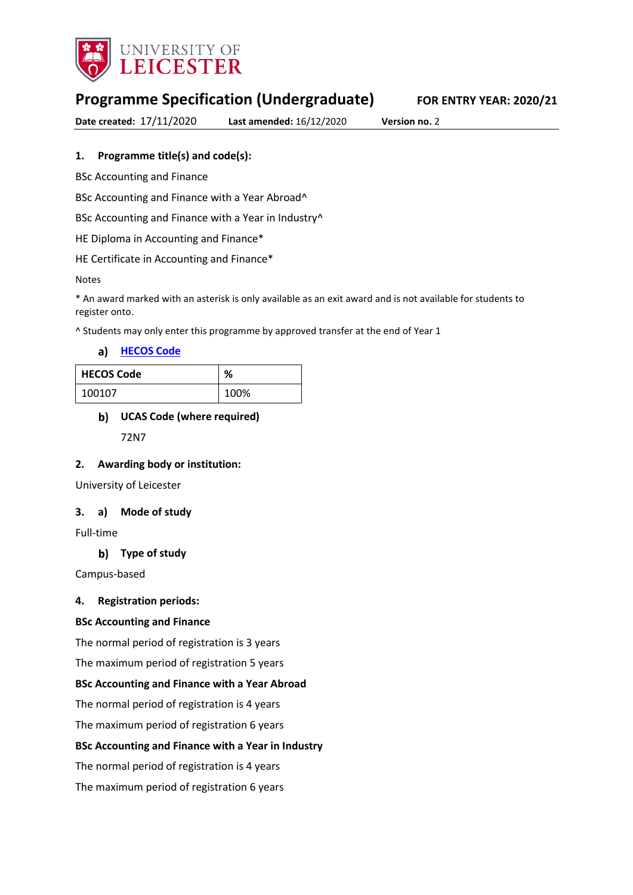UNIVERSITY OF LEICESTER

# Programme Specification (Undergraduate)

**FOR ENTRY YEAR: 2020/21**

**Date created:** 17/11/2020 **Last amended:** 16/12/2020 **Version no.** 2

## 1. Programme title(s) and code(s):

BSc Accounting and Finance

BSc Accounting and Finance with a Year Abroad^

BSc Accounting and Finance with a Year in Industry^

HE Diploma in Accounting and Finance*

HE Certificate in Accounting and Finance*

Notes

* An award marked with an asterisk is only available as an exit award and is not available for students to register onto.

^ Students may only enter this programme by approved transfer at the end of Year 1

### a) HECOS Code

| HECOS Code | % |
|---|---|
| 100107 | 100% |

### b) UCAS Code (where required)

72N7

## 2. Awarding body or institution:

University of Leicester

## 3. a) Mode of study

Full-time

### b) Type of study

Campus-based

## 4. Registration periods:

**BSc Accounting and Finance**

The normal period of registration is 3 years

The maximum period of registration 5 years

**BSc Accounting and Finance with a Year Abroad**

The normal period of registration is 4 years

The maximum period of registration 6 years

**BSc Accounting and Finance with a Year in Industry**

The normal period of registration is 4 years

The maximum period of registration 6 years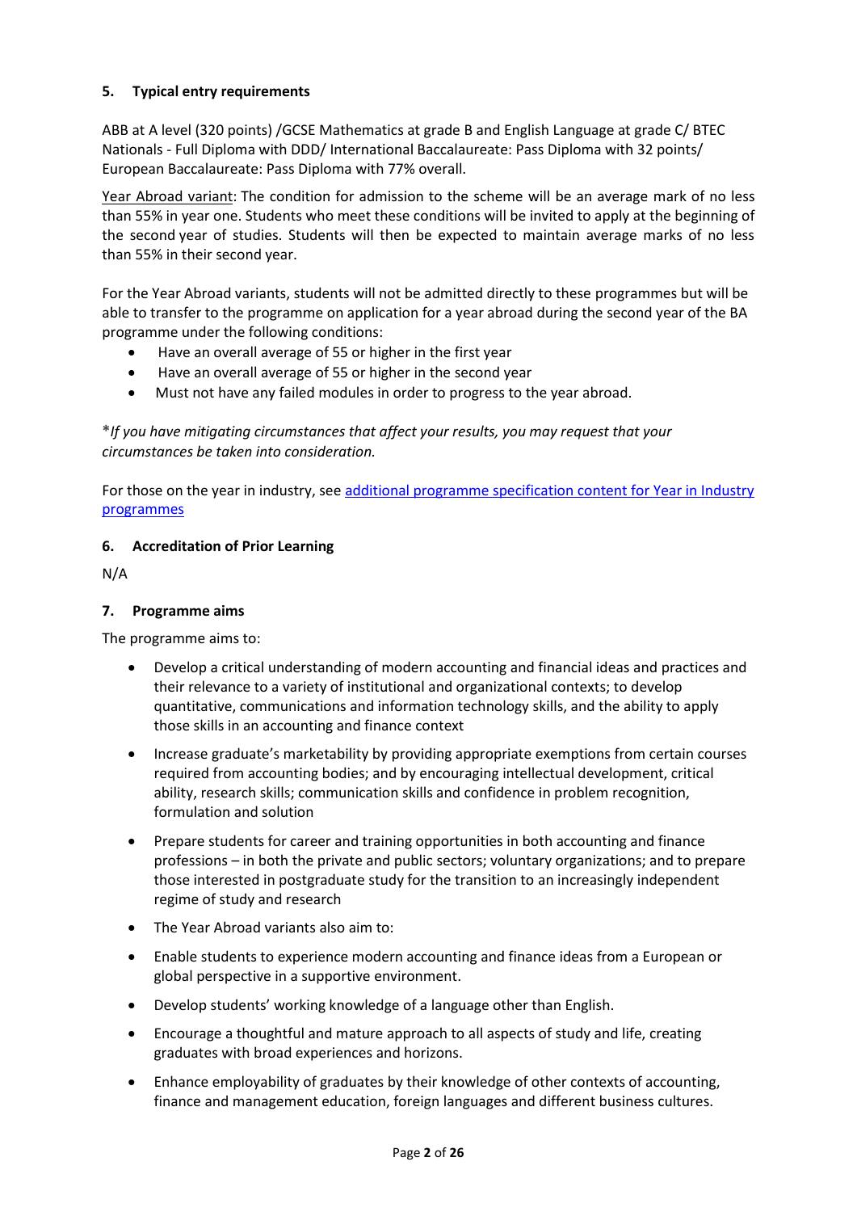### 5. Typical entry requirements

ABB at A level (320 points) /GCSE Mathematics at grade B and English Language at grade C/ BTEC Nationals - Full Diploma with DDD/ International Baccalaureate: Pass Diploma with 32 points/ European Baccalaureate: Pass Diploma with 77% overall.

Year Abroad variant: The condition for admission to the scheme will be an average mark of no less than 55% in year one. Students who meet these conditions will be invited to apply at the beginning of the second year of studies. Students will then be expected to maintain average marks of no less than 55% in their second year.

For the Year Abroad variants, students will not be admitted directly to these programmes but will be able to transfer to the programme on application for a year abroad during the second year of the BA programme under the following conditions:

- Have an overall average of 55 or higher in the first year
- Have an overall average of 55 or higher in the second year
- Must not have any failed modules in order to progress to the year abroad.

**If you have mitigating circumstances that affect your results, you may request that your circumstances be taken into consideration.*

For those on the year in industry, see [additional programme specification content for Year in Industry programmes]()

### 6. Accreditation of Prior Learning

N/A

### 7. Programme aims

The programme aims to:

- Develop a critical understanding of modern accounting and financial ideas and practices and their relevance to a variety of institutional and organizational contexts; to develop quantitative, communications and information technology skills, and the ability to apply those skills in an accounting and finance context
- Increase graduate's marketability by providing appropriate exemptions from certain courses required from accounting bodies; and by encouraging intellectual development, critical ability, research skills; communication skills and confidence in problem recognition, formulation and solution
- Prepare students for career and training opportunities in both accounting and finance professions – in both the private and public sectors; voluntary organizations; and to prepare those interested in postgraduate study for the transition to an increasingly independent regime of study and research
- The Year Abroad variants also aim to:
- Enable students to experience modern accounting and finance ideas from a European or global perspective in a supportive environment.
- Develop students' working knowledge of a language other than English.
- Encourage a thoughtful and mature approach to all aspects of study and life, creating graduates with broad experiences and horizons.
- Enhance employability of graduates by their knowledge of other contexts of accounting, finance and management education, foreign languages and different business cultures.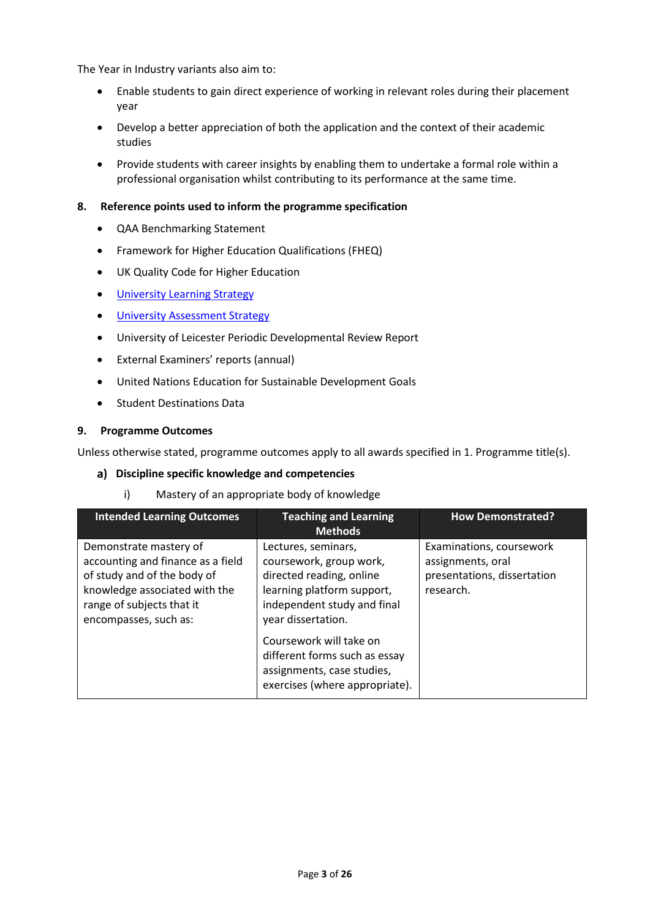The Year in Industry variants also aim to:

- Enable students to gain direct experience of working in relevant roles during their placement year
- Develop a better appreciation of both the application and the context of their academic studies
- Provide students with career insights by enabling them to undertake a formal role within a professional organisation whilst contributing to its performance at the same time.

## 8. Reference points used to inform the programme specification

- QAA Benchmarking Statement
- Framework for Higher Education Qualifications (FHEQ)
- UK Quality Code for Higher Education
- University Learning Strategy
- University Assessment Strategy
- University of Leicester Periodic Developmental Review Report
- External Examiners' reports (annual)
- United Nations Education for Sustainable Development Goals
- Student Destinations Data

## 9. Programme Outcomes

Unless otherwise stated, programme outcomes apply to all awards specified in 1. Programme title(s).

### a) Discipline specific knowledge and competencies

i) Mastery of an appropriate body of knowledge

| Intended Learning Outcomes | Teaching and Learning Methods | How Demonstrated? |
|---|---|---|
| Demonstrate mastery of accounting and finance as a field of study and of the body of knowledge associated with the range of subjects that it encompasses, such as: | Lectures, seminars, coursework, group work, directed reading, online learning platform support, independent study and final year dissertation.<br><br>Coursework will take on different forms such as essay assignments, case studies, exercises (where appropriate). | Examinations, coursework assignments, oral presentations, dissertation research. |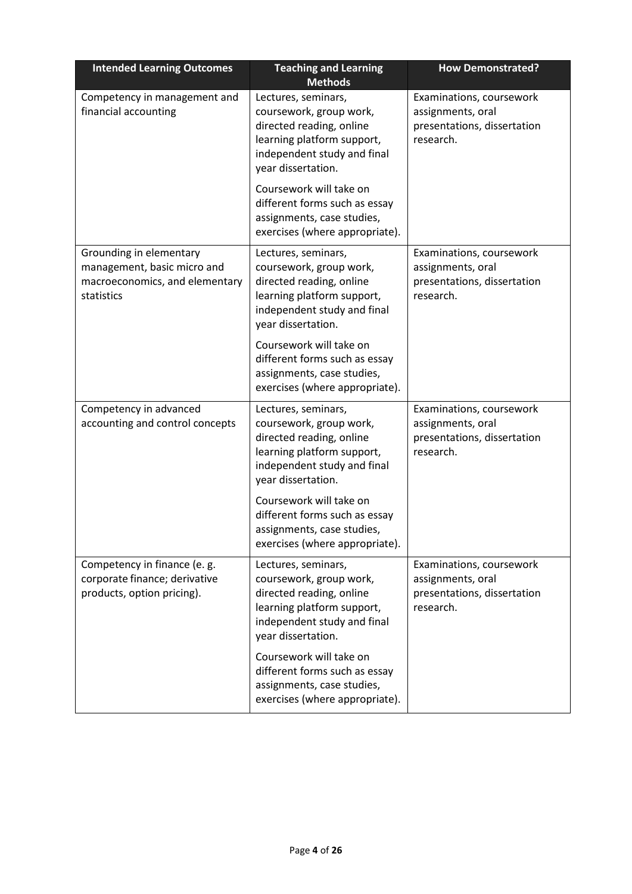| Intended Learning Outcomes | Teaching and Learning Methods | How Demonstrated? |
| --- | --- | --- |
| Competency in management and financial accounting | Lectures, seminars, coursework, group work, directed reading, online learning platform support, independent study and final year dissertation.<br><br>Coursework will take on different forms such as essay assignments, case studies, exercises (where appropriate). | Examinations, coursework assignments, oral presentations, dissertation research. |
| Grounding in elementary management, basic micro and macroeconomics, and elementary statistics | Lectures, seminars, coursework, group work, directed reading, online learning platform support, independent study and final year dissertation.<br><br>Coursework will take on different forms such as essay assignments, case studies, exercises (where appropriate). | Examinations, coursework assignments, oral presentations, dissertation research. |
| Competency in advanced accounting and control concepts | Lectures, seminars, coursework, group work, directed reading, online learning platform support, independent study and final year dissertation.<br><br>Coursework will take on different forms such as essay assignments, case studies, exercises (where appropriate). | Examinations, coursework assignments, oral presentations, dissertation research. |
| Competency in finance (e. g. corporate finance; derivative products, option pricing). | Lectures, seminars, coursework, group work, directed reading, online learning platform support, independent study and final year dissertation.<br><br>Coursework will take on different forms such as essay assignments, case studies, exercises (where appropriate). | Examinations, coursework assignments, oral presentations, dissertation research. |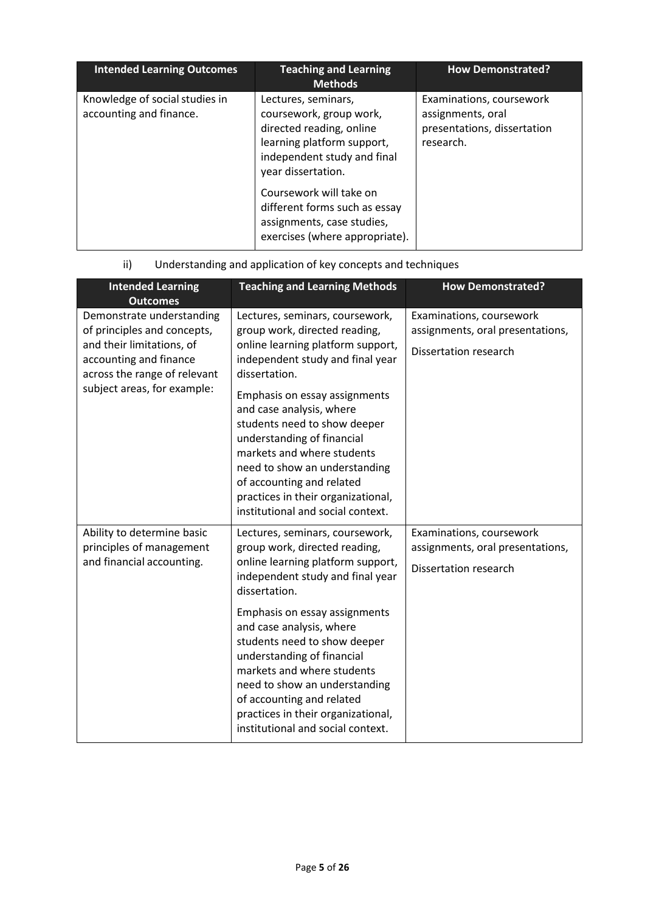| Intended Learning Outcomes | Teaching and Learning Methods | How Demonstrated? |
|---|---|---|
| Knowledge of social studies in accounting and finance. | Lectures, seminars, coursework, group work, directed reading, online learning platform support, independent study and final year dissertation.<br><br>Coursework will take on different forms such as essay assignments, case studies, exercises (where appropriate). | Examinations, coursework assignments, oral presentations, dissertation research. |

ii) Understanding and application of key concepts and techniques

| Intended Learning Outcomes | Teaching and Learning Methods | How Demonstrated? |
|---|---|---|
| Demonstrate understanding of principles and concepts, and their limitations, of accounting and finance across the range of relevant subject areas, for example: | Lectures, seminars, coursework, group work, directed reading, online learning platform support, independent study and final year dissertation.<br><br>Emphasis on essay assignments and case analysis, where students need to show deeper understanding of financial markets and where students need to show an understanding of accounting and related practices in their organizational, institutional and social context. | Examinations, coursework assignments, oral presentations,<br><br>Dissertation research |
| Ability to determine basic principles of management and financial accounting. | Lectures, seminars, coursework, group work, directed reading, online learning platform support, independent study and final year dissertation.<br><br>Emphasis on essay assignments and case analysis, where students need to show deeper understanding of financial markets and where students need to show an understanding of accounting and related practices in their organizational, institutional and social context. | Examinations, coursework assignments, oral presentations,<br><br>Dissertation research |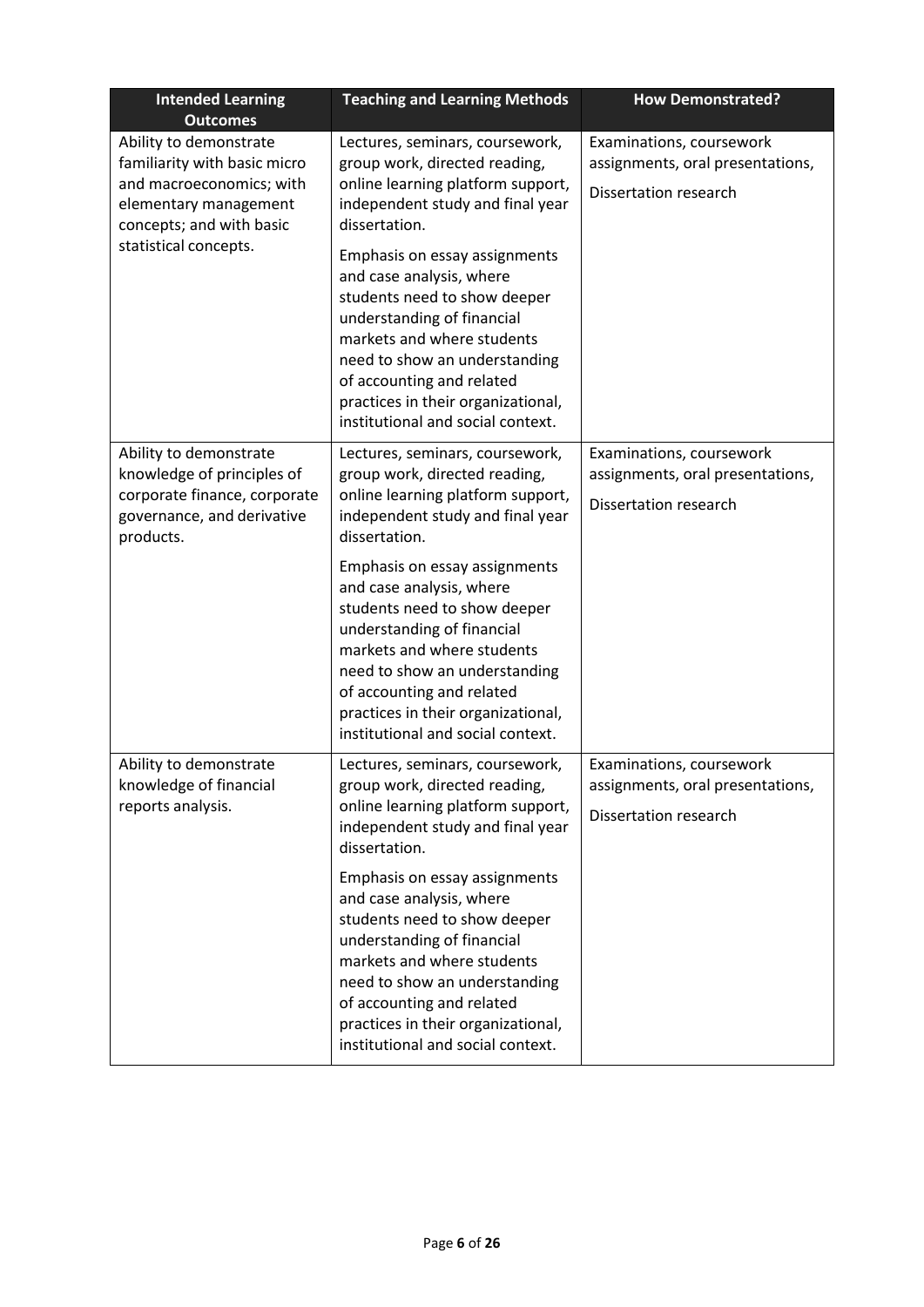| Intended Learning Outcomes | Teaching and Learning Methods | How Demonstrated? |
|---|---|---|
| Ability to demonstrate familiarity with basic micro and macroeconomics; with elementary management concepts; and with basic statistical concepts. | Lectures, seminars, coursework, group work, directed reading, online learning platform support, independent study and final year dissertation.<br><br>Emphasis on essay assignments and case analysis, where students need to show deeper understanding of financial markets and where students need to show an understanding of accounting and related practices in their organizational, institutional and social context. | Examinations, coursework assignments, oral presentations,<br><br>Dissertation research |
| Ability to demonstrate knowledge of principles of corporate finance, corporate governance, and derivative products. | Lectures, seminars, coursework, group work, directed reading, online learning platform support, independent study and final year dissertation.<br><br>Emphasis on essay assignments and case analysis, where students need to show deeper understanding of financial markets and where students need to show an understanding of accounting and related practices in their organizational, institutional and social context. | Examinations, coursework assignments, oral presentations,<br><br>Dissertation research |
| Ability to demonstrate knowledge of financial reports analysis. | Lectures, seminars, coursework, group work, directed reading, online learning platform support, independent study and final year dissertation.<br><br>Emphasis on essay assignments and case analysis, where students need to show deeper understanding of financial markets and where students need to show an understanding of accounting and related practices in their organizational, institutional and social context. | Examinations, coursework assignments, oral presentations,<br><br>Dissertation research |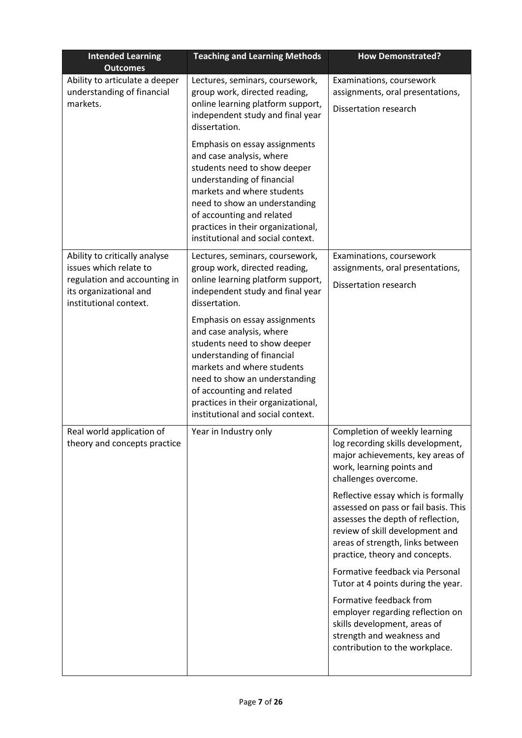| Intended Learning Outcomes | Teaching and Learning Methods | How Demonstrated? |
|---|---|---|
| Ability to articulate a deeper understanding of financial markets. | Lectures, seminars, coursework, group work, directed reading, online learning platform support, independent study and final year dissertation.<br><br>Emphasis on essay assignments and case analysis, where students need to show deeper understanding of financial markets and where students need to show an understanding of accounting and related practices in their organizational, institutional and social context. | Examinations, coursework assignments, oral presentations,<br><br>Dissertation research |
| Ability to critically analyse issues which relate to regulation and accounting in its organizational and institutional context. | Lectures, seminars, coursework, group work, directed reading, online learning platform support, independent study and final year dissertation.<br><br>Emphasis on essay assignments and case analysis, where students need to show deeper understanding of financial markets and where students need to show an understanding of accounting and related practices in their organizational, institutional and social context. | Examinations, coursework assignments, oral presentations,<br><br>Dissertation research |
| Real world application of theory and concepts practice | Year in Industry only | Completion of weekly learning log recording skills development, major achievements, key areas of work, learning points and challenges overcome.<br><br>Reflective essay which is formally assessed on pass or fail basis. This assesses the depth of reflection, review of skill development and areas of strength, links between practice, theory and concepts.<br><br>Formative feedback via Personal Tutor at 4 points during the year.<br><br>Formative feedback from employer regarding reflection on skills development, areas of strength and weakness and contribution to the workplace. |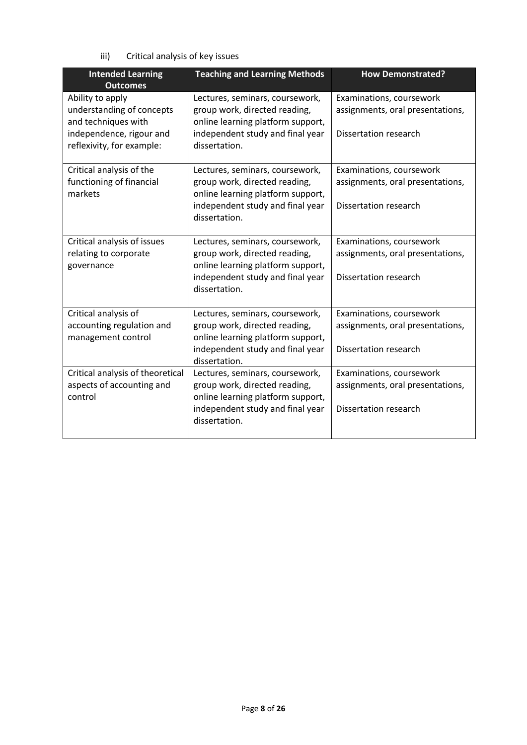iii) Critical analysis of key issues

| Intended Learning Outcomes | Teaching and Learning Methods | How Demonstrated? |
| --- | --- | --- |
| Ability to apply understanding of concepts and techniques with independence, rigour and reflexivity, for example: | Lectures, seminars, coursework, group work, directed reading, online learning platform support, independent study and final year dissertation. | Examinations, coursework assignments, oral presentations, Dissertation research |
| Critical analysis of the functioning of financial markets | Lectures, seminars, coursework, group work, directed reading, online learning platform support, independent study and final year dissertation. | Examinations, coursework assignments, oral presentations, Dissertation research |
| Critical analysis of issues relating to corporate governance | Lectures, seminars, coursework, group work, directed reading, online learning platform support, independent study and final year dissertation. | Examinations, coursework assignments, oral presentations, Dissertation research |
| Critical analysis of accounting regulation and management control | Lectures, seminars, coursework, group work, directed reading, online learning platform support, independent study and final year dissertation. | Examinations, coursework assignments, oral presentations, Dissertation research |
| Critical analysis of theoretical aspects of accounting and control | Lectures, seminars, coursework, group work, directed reading, online learning platform support, independent study and final year dissertation. | Examinations, coursework assignments, oral presentations, Dissertation research |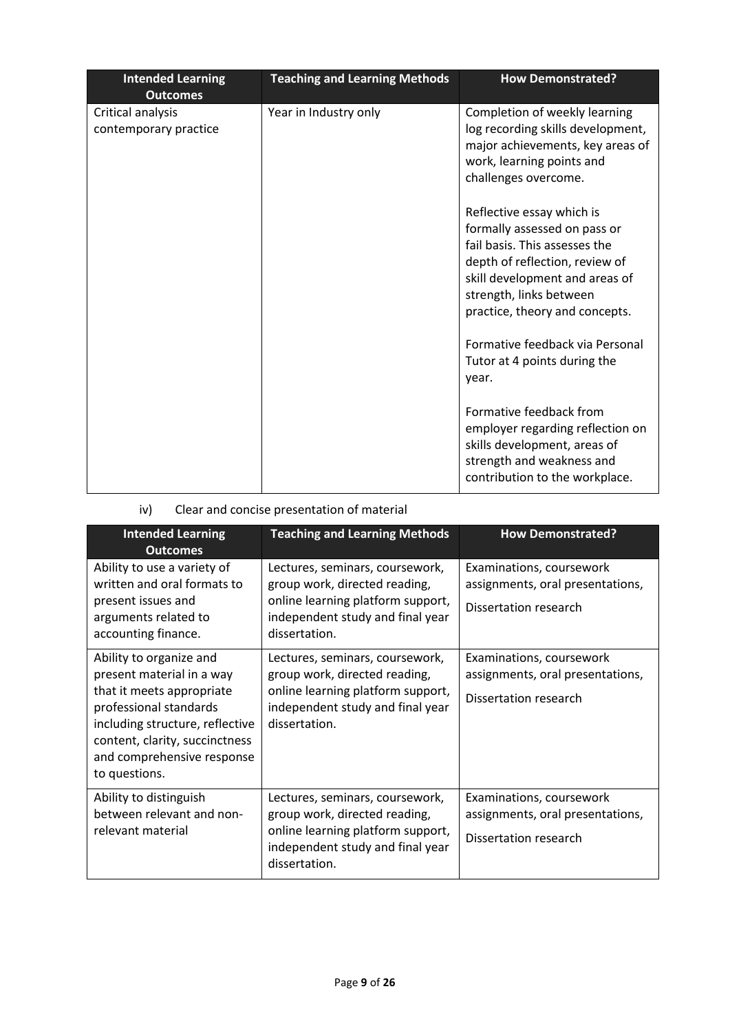| Intended Learning Outcomes | Teaching and Learning Methods | How Demonstrated? |
|---|---|---|
| Critical analysis contemporary practice | Year in Industry only | Completion of weekly learning log recording skills development, major achievements, key areas of work, learning points and challenges overcome.<br><br>Reflective essay which is formally assessed on pass or fail basis. This assesses the depth of reflection, review of skill development and areas of strength, links between practice, theory and concepts.<br><br>Formative feedback via Personal Tutor at 4 points during the year.<br><br>Formative feedback from employer regarding reflection on skills development, areas of strength and weakness and contribution to the workplace. |

iv) Clear and concise presentation of material

| Intended Learning Outcomes | Teaching and Learning Methods | How Demonstrated? |
|---|---|---|
| Ability to use a variety of written and oral formats to present issues and arguments related to accounting finance. | Lectures, seminars, coursework, group work, directed reading, online learning platform support, independent study and final year dissertation. | Examinations, coursework assignments, oral presentations,<br><br>Dissertation research |
| Ability to organize and present material in a way that it meets appropriate professional standards including structure, reflective content, clarity, succinctness and comprehensive response to questions. | Lectures, seminars, coursework, group work, directed reading, online learning platform support, independent study and final year dissertation. | Examinations, coursework assignments, oral presentations,<br><br>Dissertation research |
| Ability to distinguish between relevant and non-relevant material | Lectures, seminars, coursework, group work, directed reading, online learning platform support, independent study and final year dissertation. | Examinations, coursework assignments, oral presentations,<br><br>Dissertation research |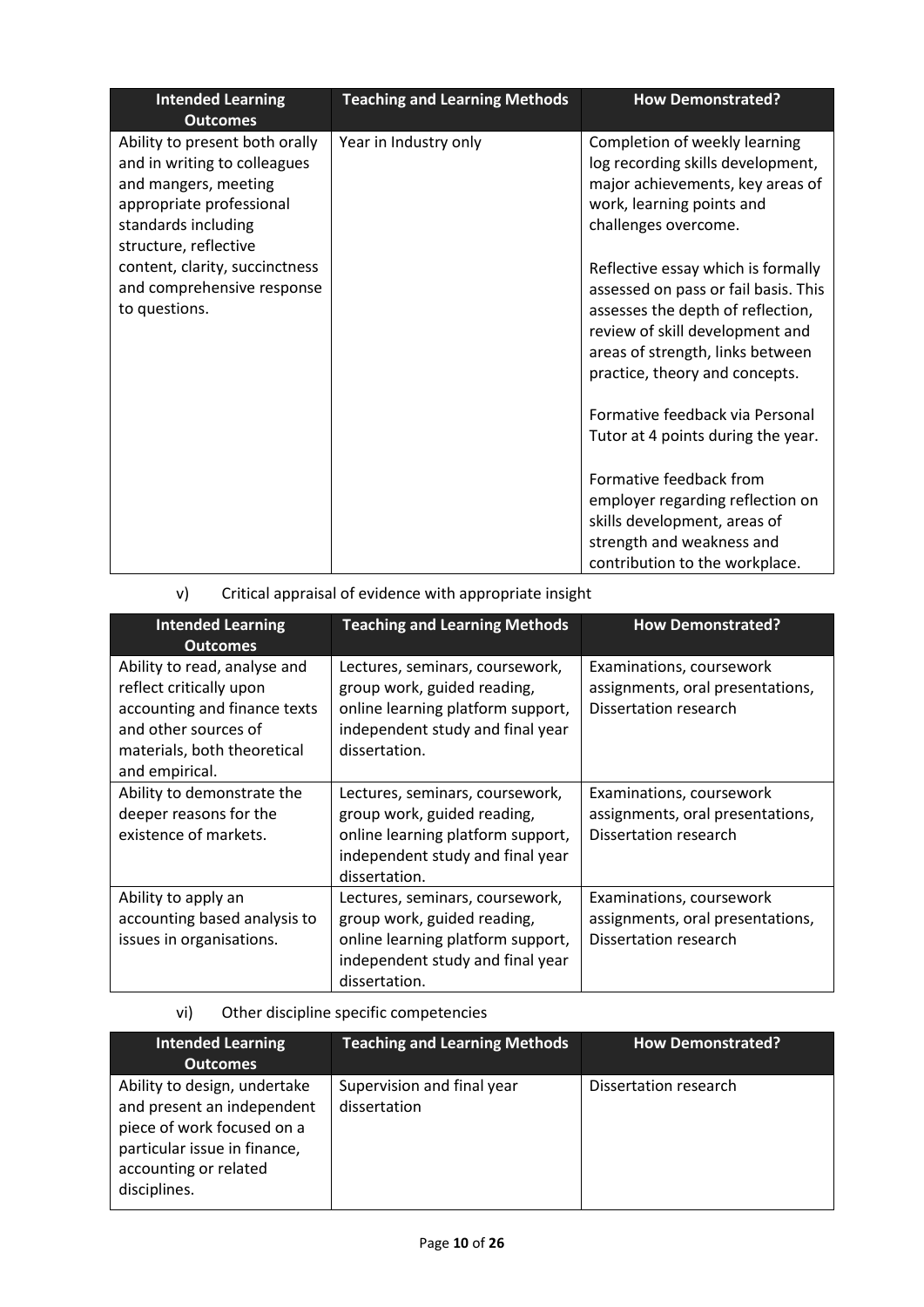| Intended Learning Outcomes | Teaching and Learning Methods | How Demonstrated? |
| --- | --- | --- |
| Ability to present both orally and in writing to colleagues and mangers, meeting appropriate professional standards including structure, reflective content, clarity, succinctness and comprehensive response to questions. | Year in Industry only | Completion of weekly learning log recording skills development, major achievements, key areas of work, learning points and challenges overcome.<br><br>Reflective essay which is formally assessed on pass or fail basis. This assesses the depth of reflection, review of skill development and areas of strength, links between practice, theory and concepts.<br><br>Formative feedback via Personal Tutor at 4 points during the year.<br><br>Formative feedback from employer regarding reflection on skills development, areas of strength and weakness and contribution to the workplace. |

v) Critical appraisal of evidence with appropriate insight

| Intended Learning Outcomes | Teaching and Learning Methods | How Demonstrated? |
| --- | --- | --- |
| Ability to read, analyse and reflect critically upon accounting and finance texts and other sources of materials, both theoretical and empirical. | Lectures, seminars, coursework, group work, guided reading, online learning platform support, independent study and final year dissertation. | Examinations, coursework assignments, oral presentations, Dissertation research |
| Ability to demonstrate the deeper reasons for the existence of markets. | Lectures, seminars, coursework, group work, guided reading, online learning platform support, independent study and final year dissertation. | Examinations, coursework assignments, oral presentations, Dissertation research |
| Ability to apply an accounting based analysis to issues in organisations. | Lectures, seminars, coursework, group work, guided reading, online learning platform support, independent study and final year dissertation. | Examinations, coursework assignments, oral presentations, Dissertation research |

vi) Other discipline specific competencies

| Intended Learning Outcomes | Teaching and Learning Methods | How Demonstrated? |
| --- | --- | --- |
| Ability to design, undertake and present an independent piece of work focused on a particular issue in finance, accounting or related disciplines. | Supervision and final year dissertation | Dissertation research |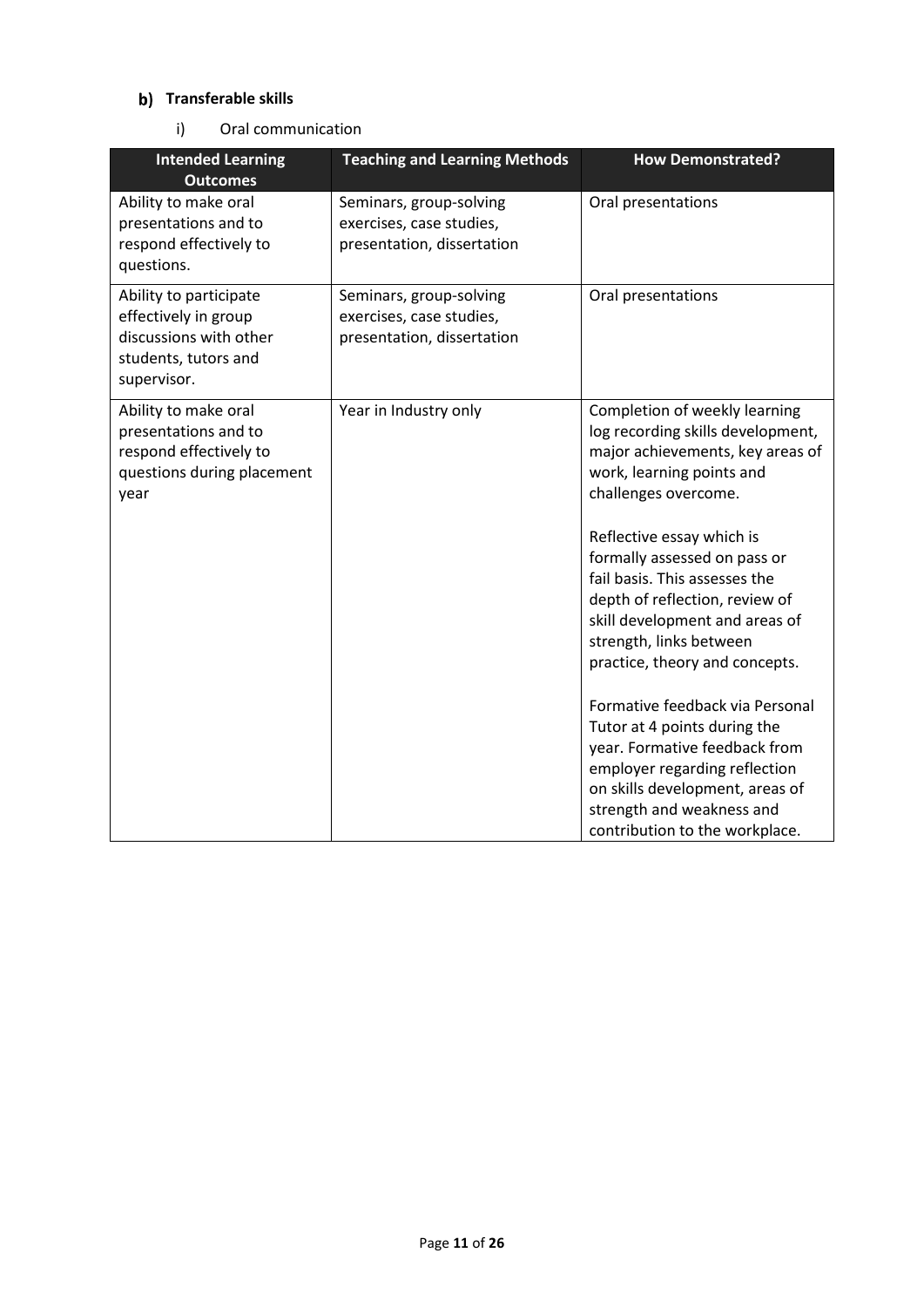### b) Transferable skills

i) Oral communication

| Intended Learning Outcomes | Teaching and Learning Methods | How Demonstrated? |
|---|---|---|
| Ability to make oral presentations and to respond effectively to questions. | Seminars, group-solving exercises, case studies, presentation, dissertation | Oral presentations |
| Ability to participate effectively in group discussions with other students, tutors and supervisor. | Seminars, group-solving exercises, case studies, presentation, dissertation | Oral presentations |
| Ability to make oral presentations and to respond effectively to questions during placement year | Year in Industry only | Completion of weekly learning log recording skills development, major achievements, key areas of work, learning points and challenges overcome.<br><br>Reflective essay which is formally assessed on pass or fail basis. This assesses the depth of reflection, review of skill development and areas of strength, links between practice, theory and concepts.<br><br>Formative feedback via Personal Tutor at 4 points during the year. Formative feedback from employer regarding reflection on skills development, areas of strength and weakness and contribution to the workplace. |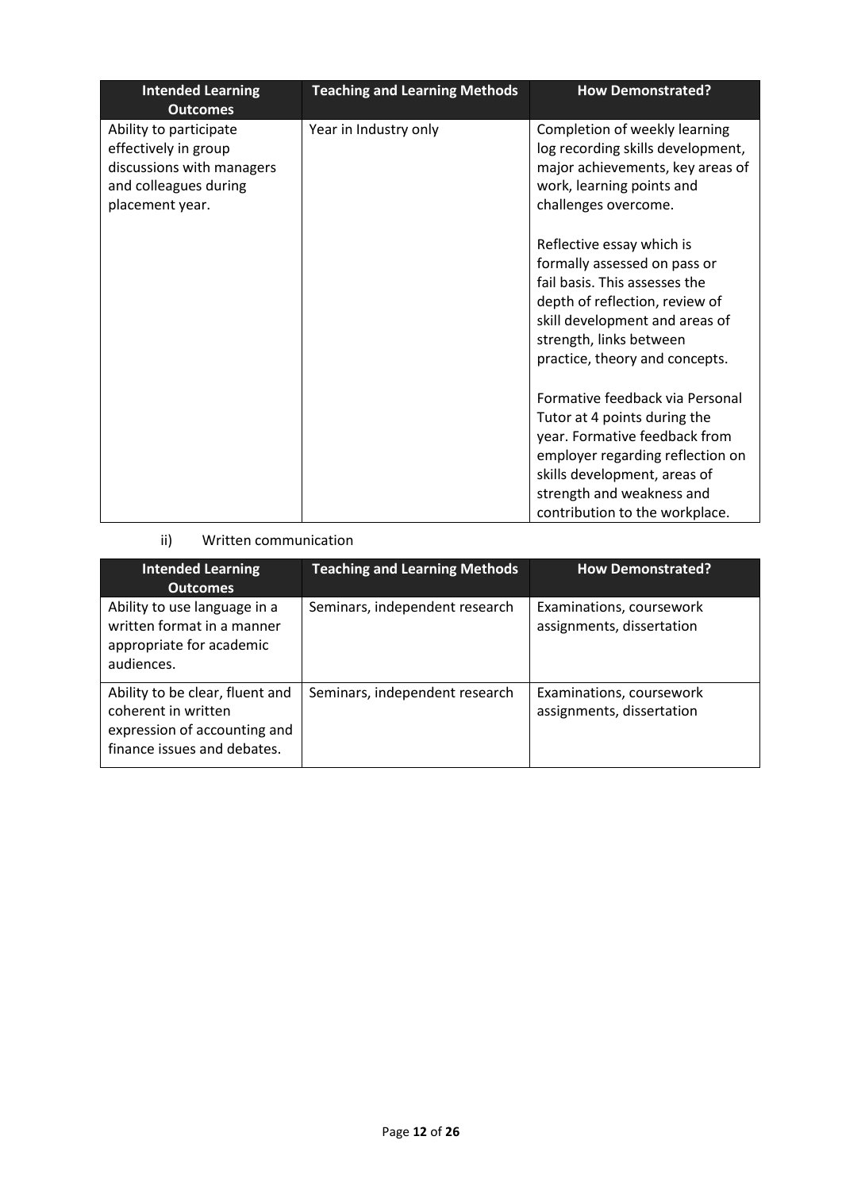| Intended Learning Outcomes | Teaching and Learning Methods | How Demonstrated? |
|---|---|---|
| Ability to participate effectively in group discussions with managers and colleagues during placement year. | Year in Industry only | Completion of weekly learning log recording skills development, major achievements, key areas of work, learning points and challenges overcome.<br><br>Reflective essay which is formally assessed on pass or fail basis. This assesses the depth of reflection, review of skill development and areas of strength, links between practice, theory and concepts.<br><br>Formative feedback via Personal Tutor at 4 points during the year. Formative feedback from employer regarding reflection on skills development, areas of strength and weakness and contribution to the workplace. |

ii) Written communication

| Intended Learning Outcomes | Teaching and Learning Methods | How Demonstrated? |
|---|---|---|
| Ability to use language in a written format in a manner appropriate for academic audiences. | Seminars, independent research | Examinations, coursework assignments, dissertation |
| Ability to be clear, fluent and coherent in written expression of accounting and finance issues and debates. | Seminars, independent research | Examinations, coursework assignments, dissertation |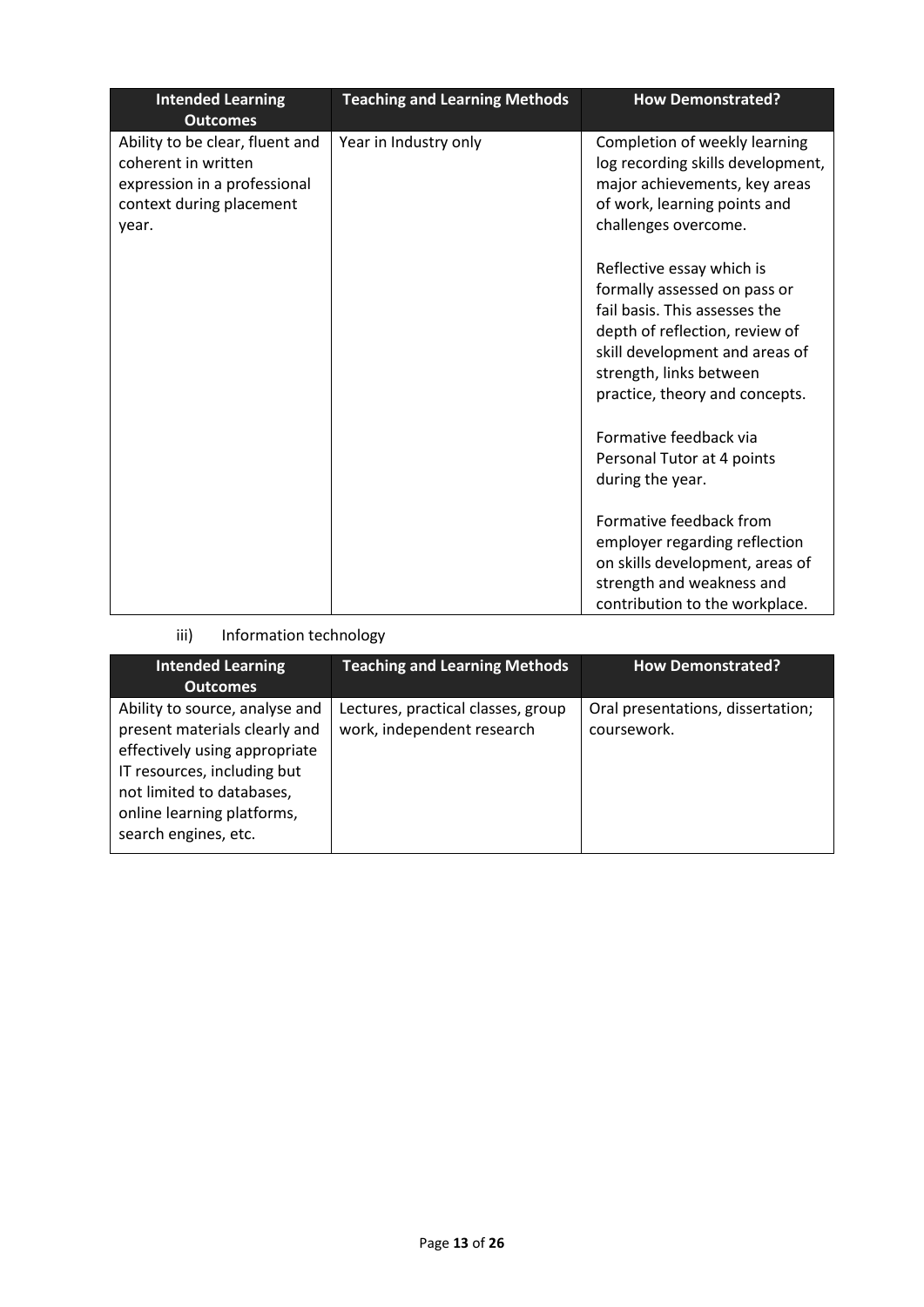| Intended Learning Outcomes | Teaching and Learning Methods | How Demonstrated? |
|---|---|---|
| Ability to be clear, fluent and coherent in written expression in a professional context during placement year. | Year in Industry only | Completion of weekly learning log recording skills development, major achievements, key areas of work, learning points and challenges overcome.<br><br>Reflective essay which is formally assessed on pass or fail basis. This assesses the depth of reflection, review of skill development and areas of strength, links between practice, theory and concepts.<br><br>Formative feedback via Personal Tutor at 4 points during the year.<br><br>Formative feedback from employer regarding reflection on skills development, areas of strength and weakness and contribution to the workplace. |

iii) Information technology

| Intended Learning Outcomes | Teaching and Learning Methods | How Demonstrated? |
|---|---|---|
| Ability to source, analyse and present materials clearly and effectively using appropriate IT resources, including but not limited to databases, online learning platforms, search engines, etc. | Lectures, practical classes, group work, independent research | Oral presentations, dissertation; coursework. |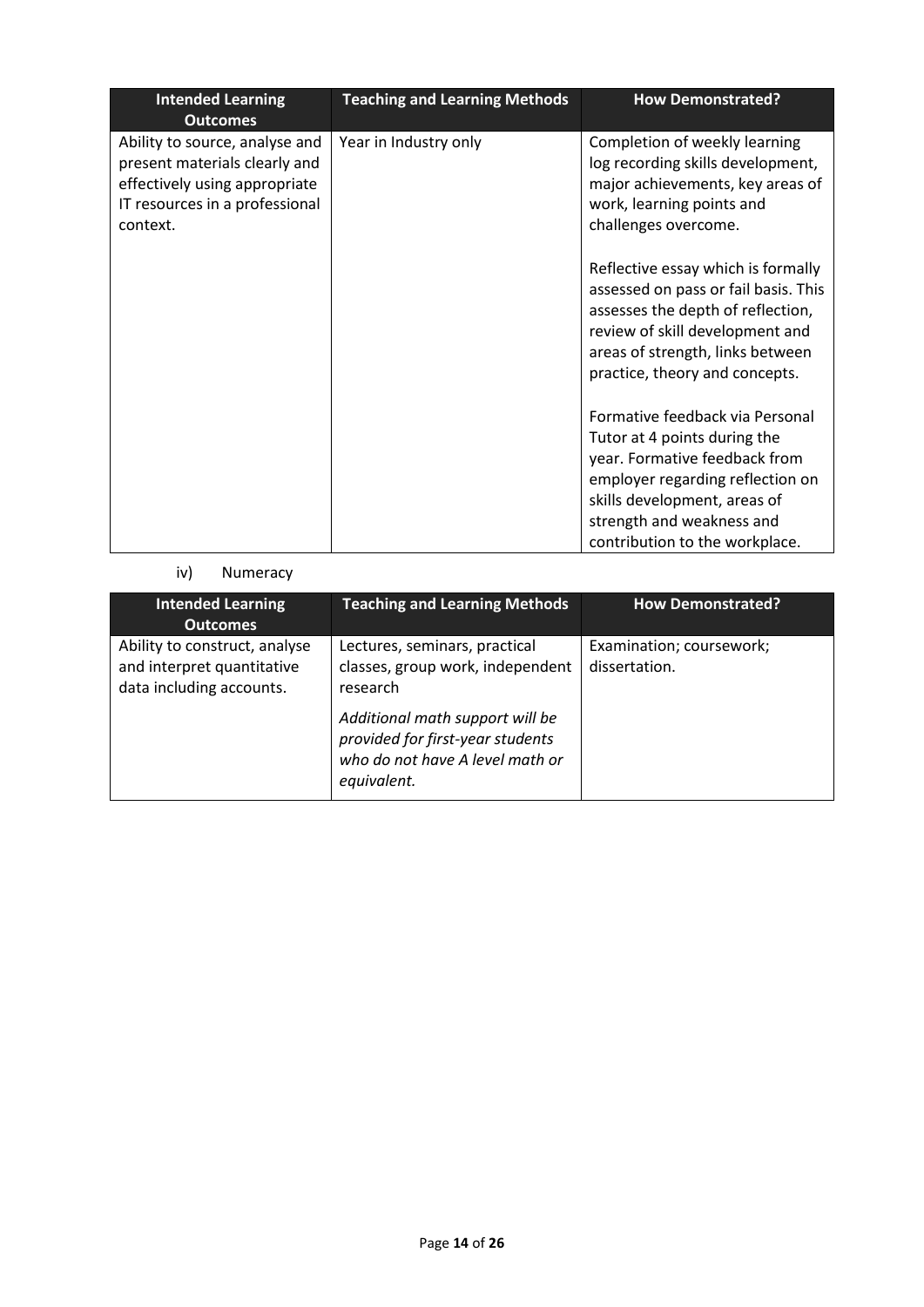| Intended Learning Outcomes | Teaching and Learning Methods | How Demonstrated? |
|---|---|---|
| Ability to source, analyse and present materials clearly and effectively using appropriate IT resources in a professional context. | Year in Industry only | Completion of weekly learning log recording skills development, major achievements, key areas of work, learning points and challenges overcome.<br><br>Reflective essay which is formally assessed on pass or fail basis. This assesses the depth of reflection, review of skill development and areas of strength, links between practice, theory and concepts.<br><br>Formative feedback via Personal Tutor at 4 points during the year. Formative feedback from employer regarding reflection on skills development, areas of strength and weakness and contribution to the workplace. |

iv) Numeracy

| Intended Learning Outcomes | Teaching and Learning Methods | How Demonstrated? |
|---|---|---|
| Ability to construct, analyse and interpret quantitative data including accounts. | Lectures, seminars, practical classes, group work, independent research<br><br>*Additional math support will be provided for first-year students who do not have A level math or equivalent.* | Examination; coursework; dissertation. |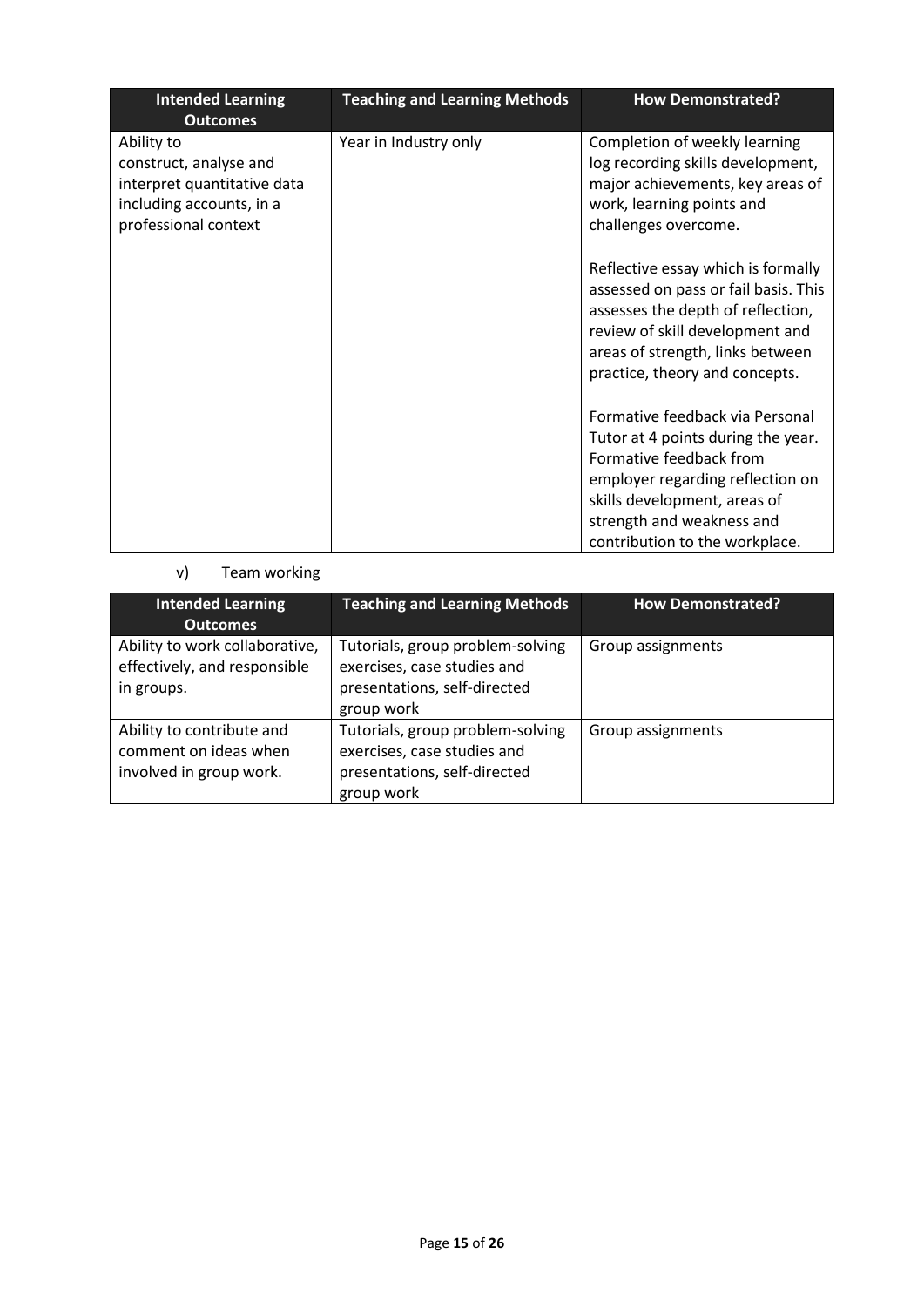| Intended Learning Outcomes | Teaching and Learning Methods | How Demonstrated? |
|---|---|---|
| Ability to construct, analyse and interpret quantitative data including accounts, in a professional context | Year in Industry only | Completion of weekly learning log recording skills development, major achievements, key areas of work, learning points and challenges overcome.<br><br>Reflective essay which is formally assessed on pass or fail basis. This assesses the depth of reflection, review of skill development and areas of strength, links between practice, theory and concepts.<br><br>Formative feedback via Personal Tutor at 4 points during the year. Formative feedback from employer regarding reflection on skills development, areas of strength and weakness and contribution to the workplace. |

v) Team working

| Intended Learning Outcomes | Teaching and Learning Methods | How Demonstrated? |
|---|---|---|
| Ability to work collaborative, effectively, and responsible in groups. | Tutorials, group problem-solving exercises, case studies and presentations, self-directed group work | Group assignments |
| Ability to contribute and comment on ideas when involved in group work. | Tutorials, group problem-solving exercises, case studies and presentations, self-directed group work | Group assignments |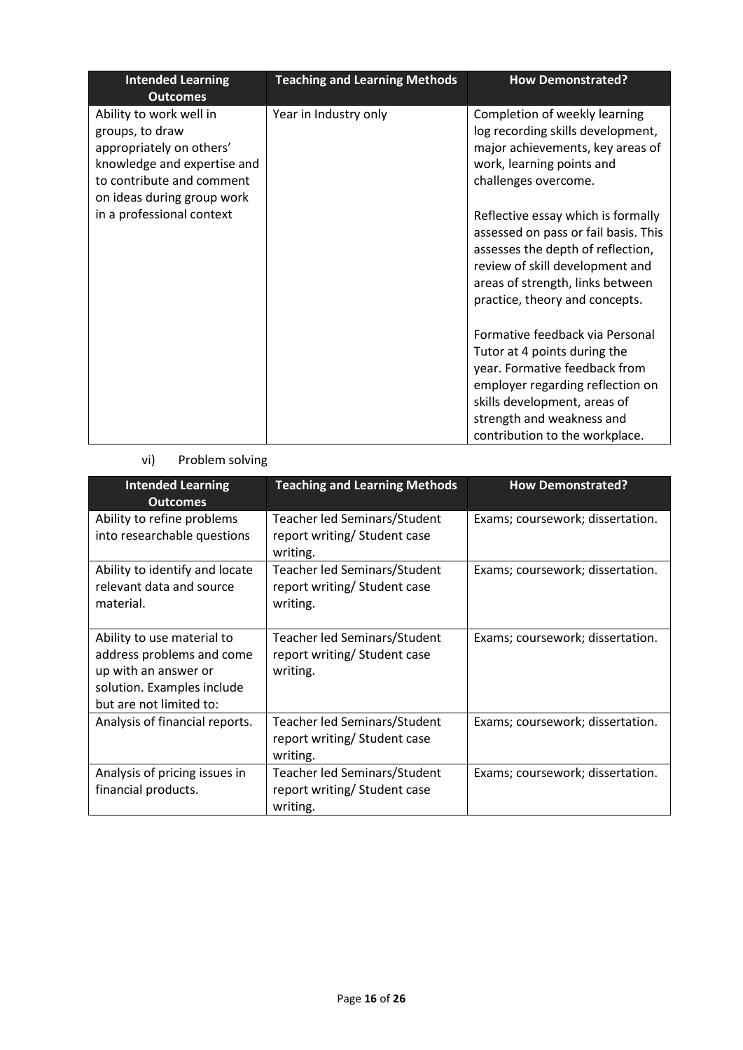| Intended Learning Outcomes | Teaching and Learning Methods | How Demonstrated? |
|---|---|---|
| Ability to work well in groups, to draw appropriately on others' knowledge and expertise and to contribute and comment on ideas during group work in a professional context | Year in Industry only | Completion of weekly learning log recording skills development, major achievements, key areas of work, learning points and challenges overcome.<br><br>Reflective essay which is formally assessed on pass or fail basis. This assesses the depth of reflection, review of skill development and areas of strength, links between practice, theory and concepts.<br><br>Formative feedback via Personal Tutor at 4 points during the year. Formative feedback from employer regarding reflection on skills development, areas of strength and weakness and contribution to the workplace. |

vi) Problem solving

| Intended Learning Outcomes | Teaching and Learning Methods | How Demonstrated? |
|---|---|---|
| Ability to refine problems into researchable questions | Teacher led Seminars/Student report writing/ Student case writing. | Exams; coursework; dissertation. |
| Ability to identify and locate relevant data and source material. | Teacher led Seminars/Student report writing/ Student case writing. | Exams; coursework; dissertation. |
| Ability to use material to address problems and come up with an answer or solution. Examples include but are not limited to: | Teacher led Seminars/Student report writing/ Student case writing. | Exams; coursework; dissertation. |
| Analysis of financial reports. | Teacher led Seminars/Student report writing/ Student case writing. | Exams; coursework; dissertation. |
| Analysis of pricing issues in financial products. | Teacher led Seminars/Student report writing/ Student case writing. | Exams; coursework; dissertation. |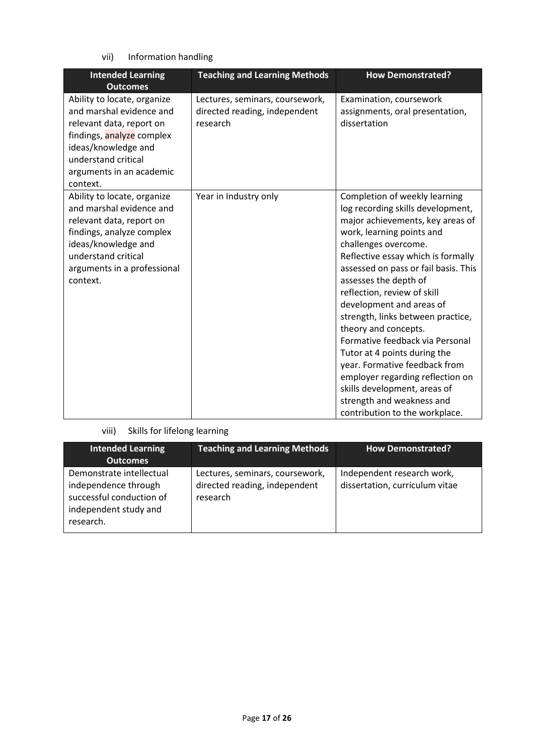vii) Information handling

| Intended Learning Outcomes | Teaching and Learning Methods | How Demonstrated? |
|---|---|---|
| Ability to locate, organize and marshal evidence and relevant data, report on findings, analyze complex ideas/knowledge and understand critical arguments in an academic context. | Lectures, seminars, coursework, directed reading, independent research | Examination, coursework assignments, oral presentation, dissertation |
| Ability to locate, organize and marshal evidence and relevant data, report on findings, analyze complex ideas/knowledge and understand critical arguments in a professional context. | Year in Industry only | Completion of weekly learning log recording skills development, major achievements, key areas of work, learning points and challenges overcome. Reflective essay which is formally assessed on pass or fail basis. This assesses the depth of reflection, review of skill development and areas of strength, links between practice, theory and concepts. Formative feedback via Personal Tutor at 4 points during the year. Formative feedback from employer regarding reflection on skills development, areas of strength and weakness and contribution to the workplace. |

viii) Skills for lifelong learning

| Intended Learning Outcomes | Teaching and Learning Methods | How Demonstrated? |
|---|---|---|
| Demonstrate intellectual independence through successful conduction of independent study and research. | Lectures, seminars, coursework, directed reading, independent research | Independent research work, dissertation, curriculum vitae |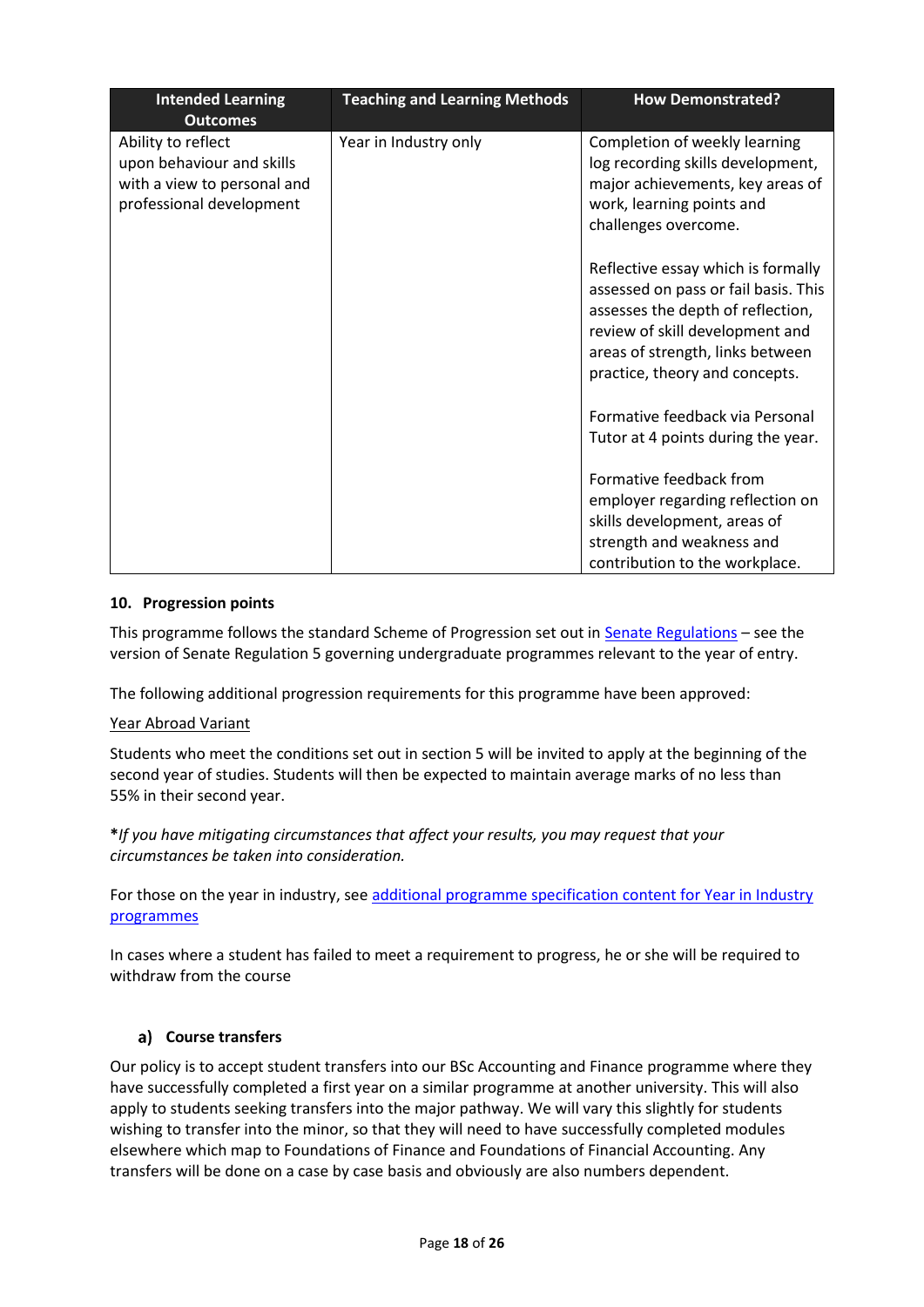| Intended Learning Outcomes | Teaching and Learning Methods | How Demonstrated? |
|---|---|---|
| Ability to reflect upon behaviour and skills with a view to personal and professional development | Year in Industry only | Completion of weekly learning log recording skills development, major achievements, key areas of work, learning points and challenges overcome.<br><br>Reflective essay which is formally assessed on pass or fail basis. This assesses the depth of reflection, review of skill development and areas of strength, links between practice, theory and concepts.<br><br>Formative feedback via Personal Tutor at 4 points during the year.<br><br>Formative feedback from employer regarding reflection on skills development, areas of strength and weakness and contribution to the workplace. |

### 10. Progression points

This programme follows the standard Scheme of Progression set out in Senate Regulations – see the version of Senate Regulation 5 governing undergraduate programmes relevant to the year of entry.

The following additional progression requirements for this programme have been approved:

Year Abroad Variant

Students who meet the conditions set out in section 5 will be invited to apply at the beginning of the second year of studies. Students will then be expected to maintain average marks of no less than 55% in their second year.

***If you have mitigating circumstances that affect your results, you may request that your circumstances be taken into consideration.***

For those on the year in industry, see additional programme specification content for Year in Industry programmes

In cases where a student has failed to meet a requirement to progress, he or she will be required to withdraw from the course

#### a) Course transfers

Our policy is to accept student transfers into our BSc Accounting and Finance programme where they have successfully completed a first year on a similar programme at another university. This will also apply to students seeking transfers into the major pathway. We will vary this slightly for students wishing to transfer into the minor, so that they will need to have successfully completed modules elsewhere which map to Foundations of Finance and Foundations of Financial Accounting. Any transfers will be done on a case by case basis and obviously are also numbers dependent.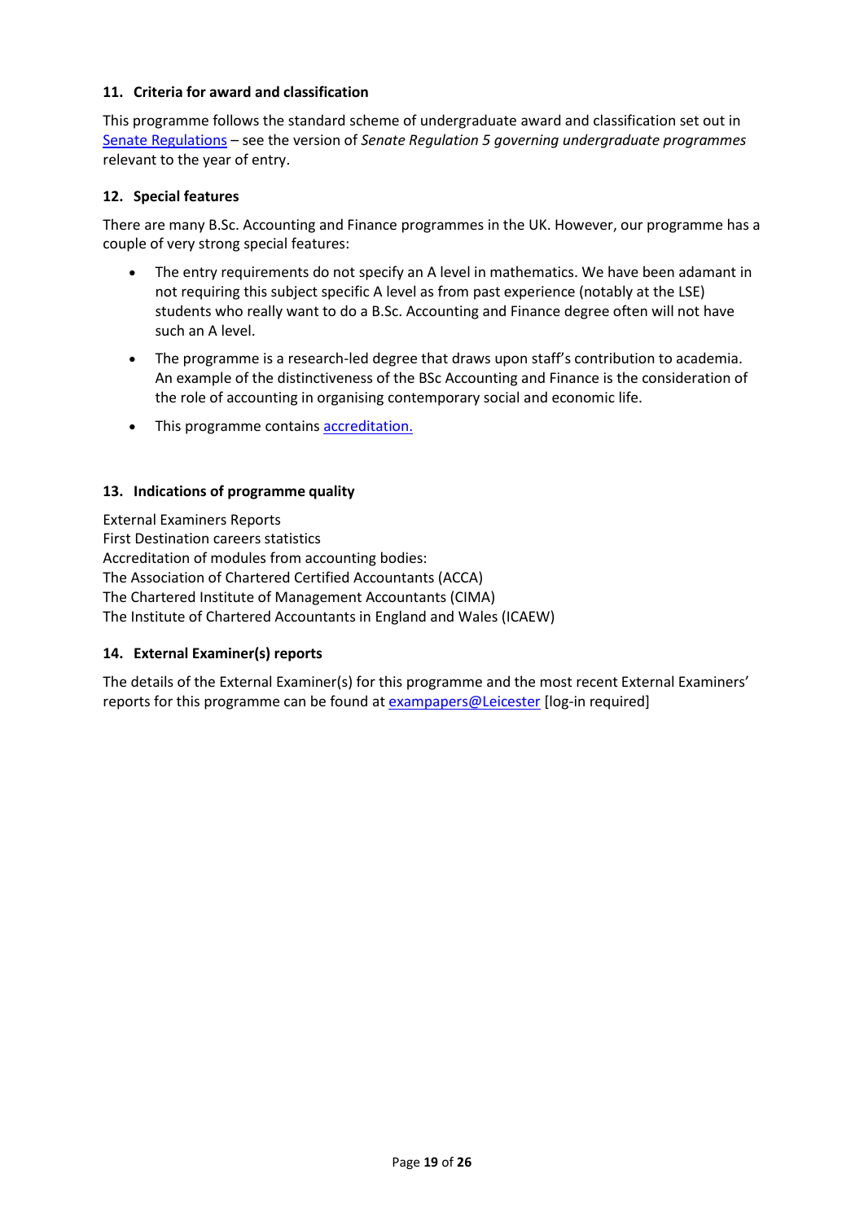### 11. Criteria for award and classification

This programme follows the standard scheme of undergraduate award and classification set out in Senate Regulations – see the version of *Senate Regulation 5 governing undergraduate programmes* relevant to the year of entry.

### 12. Special features

There are many B.Sc. Accounting and Finance programmes in the UK. However, our programme has a couple of very strong special features:

- The entry requirements do not specify an A level in mathematics. We have been adamant in not requiring this subject specific A level as from past experience (notably at the LSE) students who really want to do a B.Sc. Accounting and Finance degree often will not have such an A level.
- The programme is a research-led degree that draws upon staff's contribution to academia. An example of the distinctiveness of the BSc Accounting and Finance is the consideration of the role of accounting in organising contemporary social and economic life.
- This programme contains accreditation.

### 13. Indications of programme quality

External Examiners Reports
First Destination careers statistics
Accreditation of modules from accounting bodies:
The Association of Chartered Certified Accountants (ACCA)
The Chartered Institute of Management Accountants (CIMA)
The Institute of Chartered Accountants in England and Wales (ICAEW)

### 14. External Examiner(s) reports

The details of the External Examiner(s) for this programme and the most recent External Examiners' reports for this programme can be found at exampapers@Leicester [log-in required]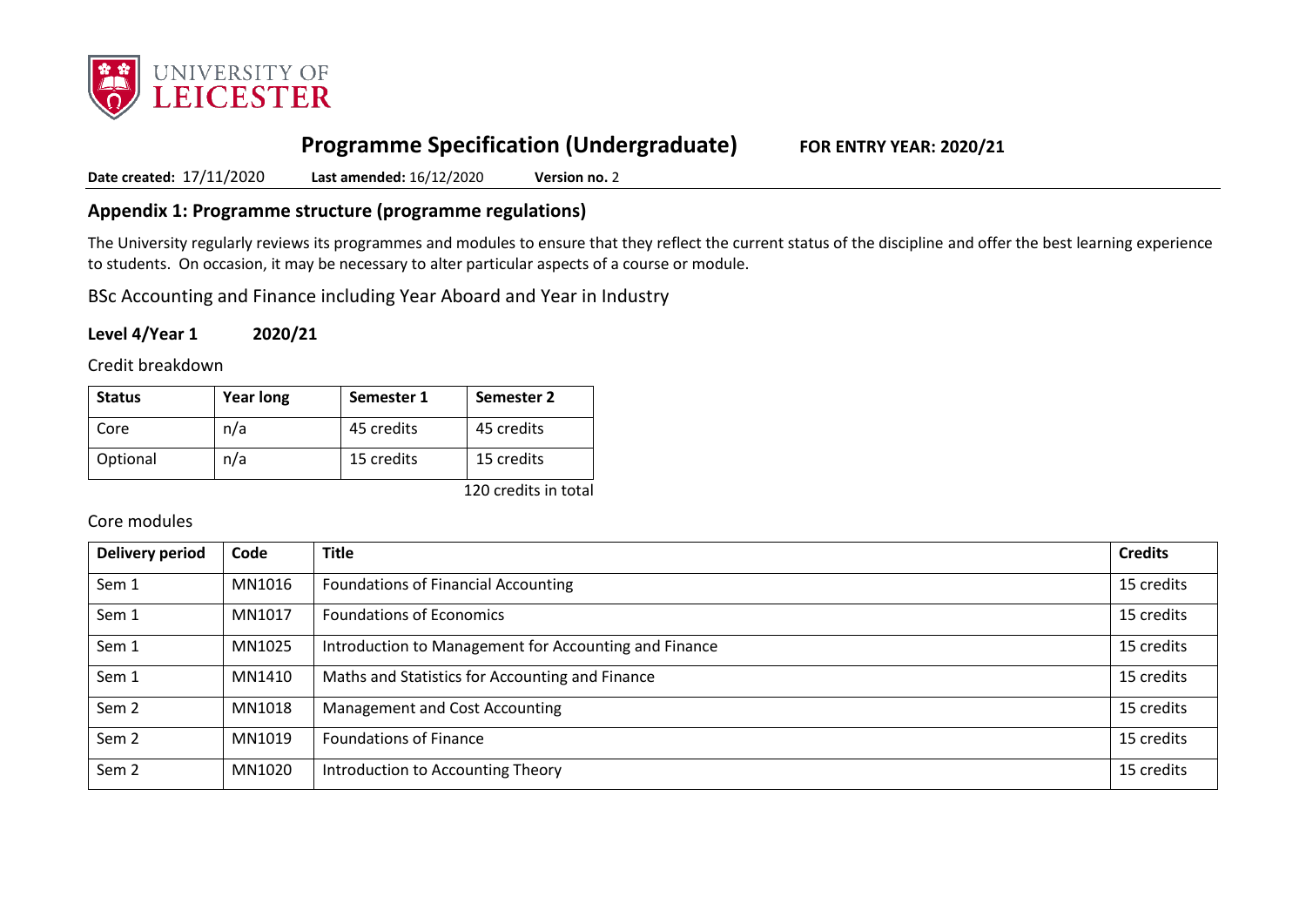# Programme Specification (Undergraduate) FOR ENTRY YEAR: 2020/21

**Date created:** 17/11/2020 **Last amended:** 16/12/2020 **Version no.** 2

## Appendix 1: Programme structure (programme regulations)

The University regularly reviews its programmes and modules to ensure that they reflect the current status of the discipline and offer the best learning experience to students. On occasion, it may be necessary to alter particular aspects of a course or module.

BSc Accounting and Finance including Year Aboard and Year in Industry

**Level 4/Year 1 2020/21**

Credit breakdown

| Status | Year long | Semester 1 | Semester 2 |
|---|---|---|---|
| Core | n/a | 45 credits | 45 credits |
| Optional | n/a | 15 credits | 15 credits |

120 credits in total

Core modules

| Delivery period | Code | Title | Credits |
|---|---|---|---|
| Sem 1 | MN1016 | Foundations of Financial Accounting | 15 credits |
| Sem 1 | MN1017 | Foundations of Economics | 15 credits |
| Sem 1 | MN1025 | Introduction to Management for Accounting and Finance | 15 credits |
| Sem 1 | MN1410 | Maths and Statistics for Accounting and Finance | 15 credits |
| Sem 2 | MN1018 | Management and Cost Accounting | 15 credits |
| Sem 2 | MN1019 | Foundations of Finance | 15 credits |
| Sem 2 | MN1020 | Introduction to Accounting Theory | 15 credits |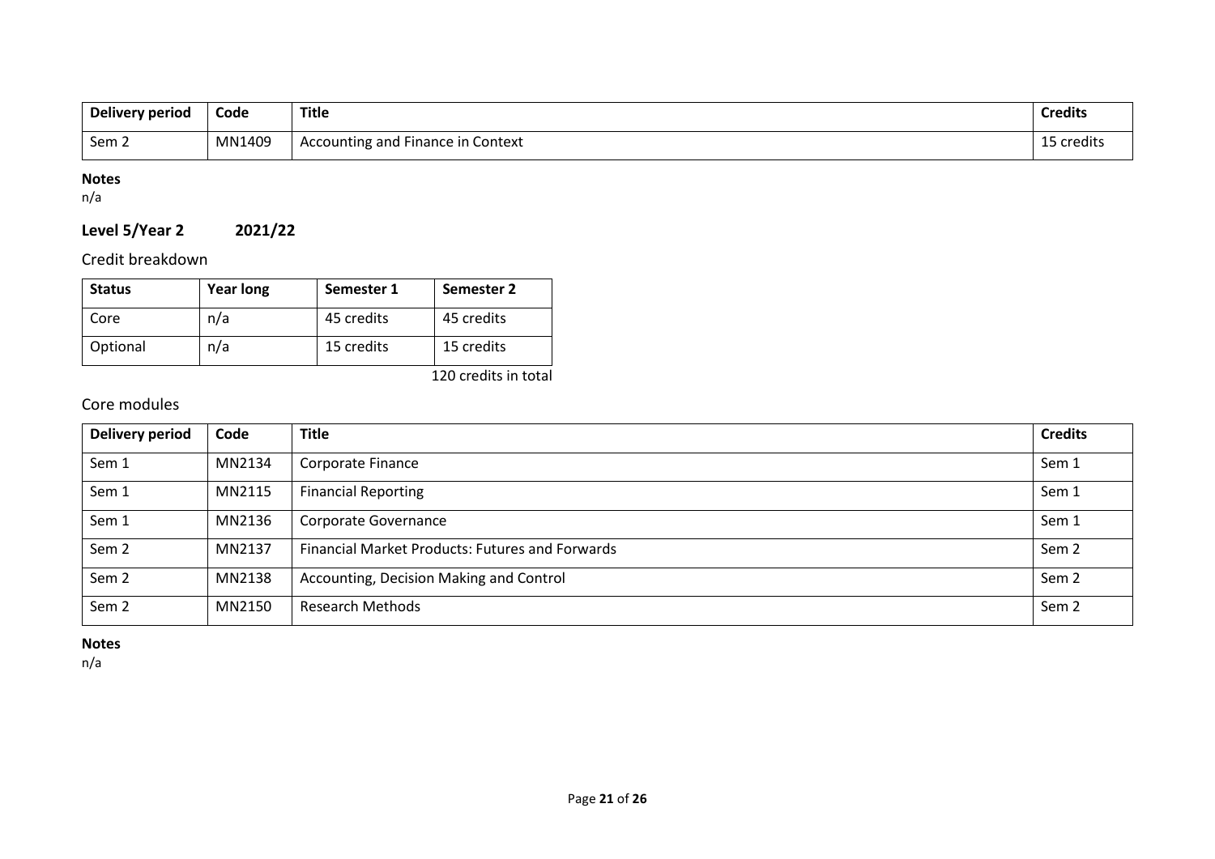| Delivery period | Code | Title | Credits |
|---|---|---|---|
| Sem 2 | MN1409 | Accounting and Finance in Context | 15 credits |

**Notes**
n/a

## Level 5/Year 2 2021/22

### Credit breakdown

| Status | Year long | Semester 1 | Semester 2 |
|---|---|---|---|
| Core | n/a | 45 credits | 45 credits |
| Optional | n/a | 15 credits | 15 credits |

120 credits in total

### Core modules

| Delivery period | Code | Title | Credits |
|---|---|---|---|
| Sem 1 | MN2134 | Corporate Finance | Sem 1 |
| Sem 1 | MN2115 | Financial Reporting | Sem 1 |
| Sem 1 | MN2136 | Corporate Governance | Sem 1 |
| Sem 2 | MN2137 | Financial Market Products: Futures and Forwards | Sem 2 |
| Sem 2 | MN2138 | Accounting, Decision Making and Control | Sem 2 |
| Sem 2 | MN2150 | Research Methods | Sem 2 |

**Notes**
n/a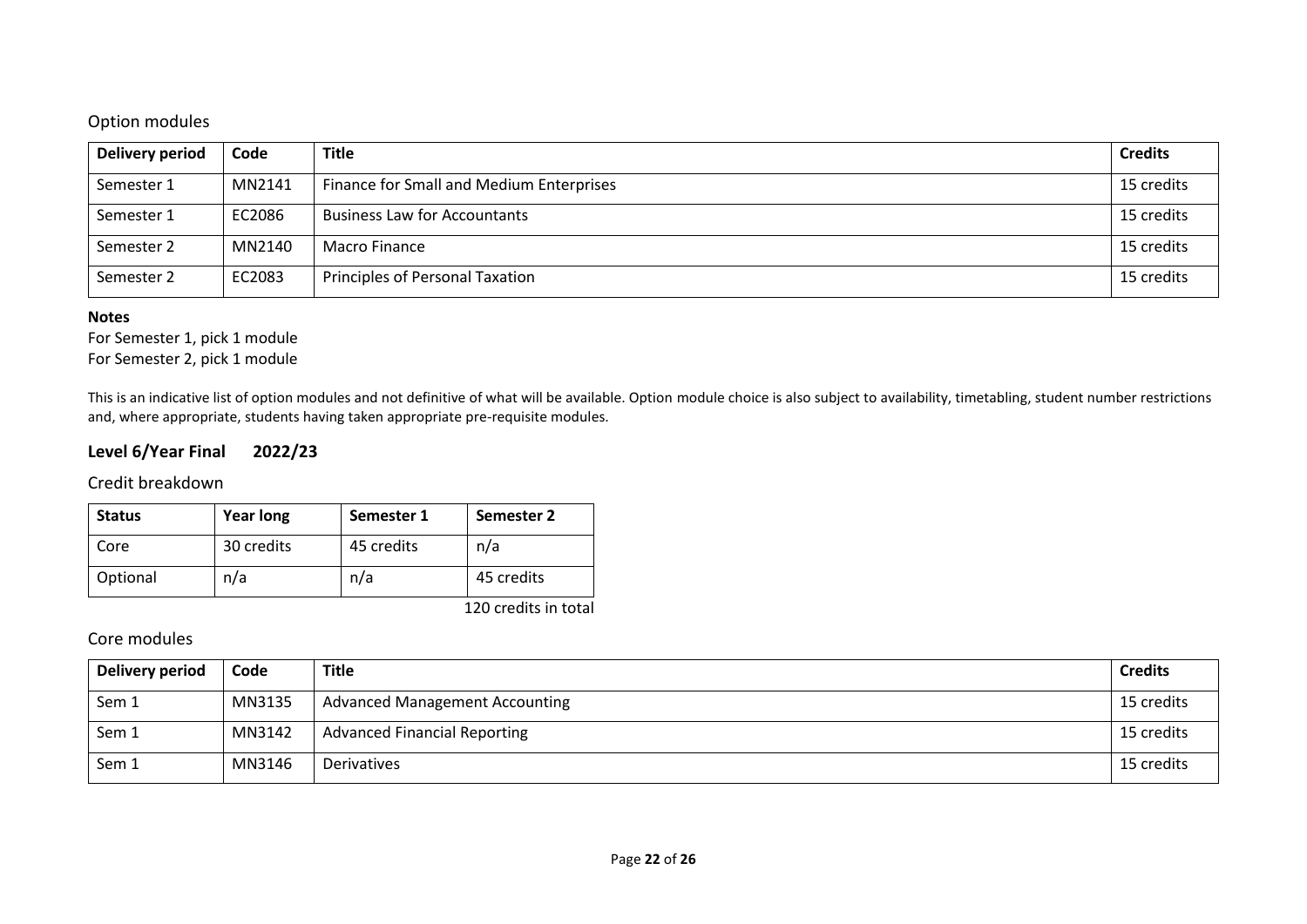### Option modules

| Delivery period | Code | Title | Credits |
|---|---|---|---|
| Semester 1 | MN2141 | Finance for Small and Medium Enterprises | 15 credits |
| Semester 1 | EC2086 | Business Law for Accountants | 15 credits |
| Semester 2 | MN2140 | Macro Finance | 15 credits |
| Semester 2 | EC2083 | Principles of Personal Taxation | 15 credits |

**Notes**

For Semester 1, pick 1 module
For Semester 2, pick 1 module

This is an indicative list of option modules and not definitive of what will be available. Option module choice is also subject to availability, timetabling, student number restrictions and, where appropriate, students having taken appropriate pre-requisite modules.

## Level 6/Year Final 2022/23

### Credit breakdown

| Status | Year long | Semester 1 | Semester 2 |
|---|---|---|---|
| Core | 30 credits | 45 credits | n/a |
| Optional | n/a | n/a | 45 credits |

120 credits in total

### Core modules

| Delivery period | Code | Title | Credits |
|---|---|---|---|
| Sem 1 | MN3135 | Advanced Management Accounting | 15 credits |
| Sem 1 | MN3142 | Advanced Financial Reporting | 15 credits |
| Sem 1 | MN3146 | Derivatives | 15 credits |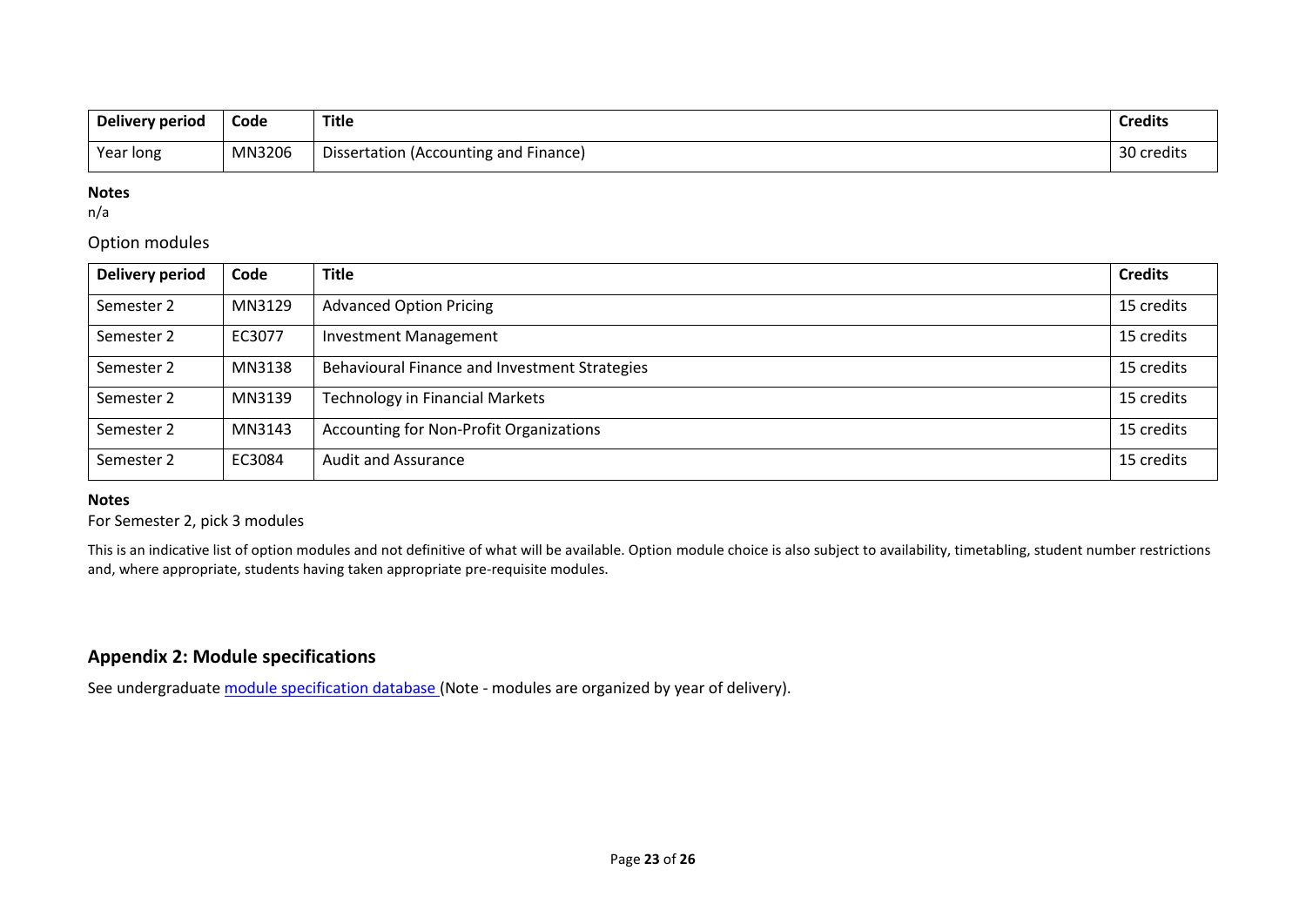| Delivery period | Code | Title | Credits |
| --- | --- | --- | --- |
| Year long | MN3206 | Dissertation (Accounting and Finance) | 30 credits |

**Notes**

n/a

Option modules

| Delivery period | Code | Title | Credits |
| --- | --- | --- | --- |
| Semester 2 | MN3129 | Advanced Option Pricing | 15 credits |
| Semester 2 | EC3077 | Investment Management | 15 credits |
| Semester 2 | MN3138 | Behavioural Finance and Investment Strategies | 15 credits |
| Semester 2 | MN3139 | Technology in Financial Markets | 15 credits |
| Semester 2 | MN3143 | Accounting for Non-Profit Organizations | 15 credits |
| Semester 2 | EC3084 | Audit and Assurance | 15 credits |

**Notes**

For Semester 2, pick 3 modules

This is an indicative list of option modules and not definitive of what will be available. Option module choice is also subject to availability, timetabling, student number restrictions and, where appropriate, students having taken appropriate pre-requisite modules.

## Appendix 2: Module specifications

See undergraduate module specification database (Note - modules are organized by year of delivery).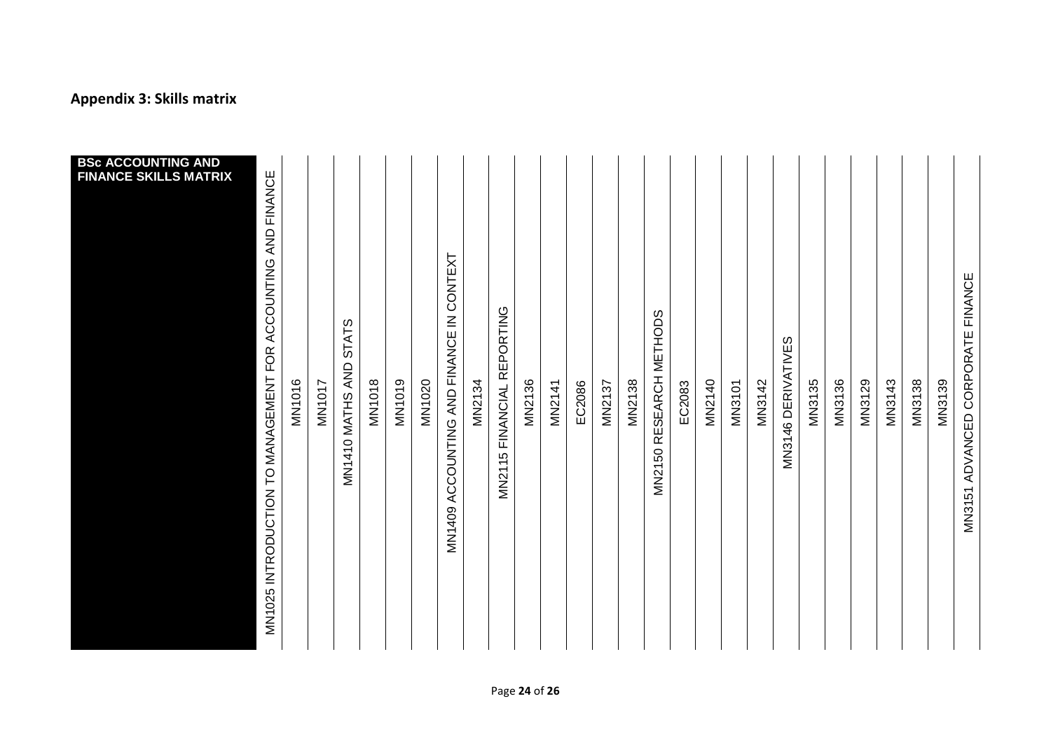## Appendix 3: Skills matrix

| BSc ACCOUNTING AND FINANCE SKILLS MATRIX | MN1025 INTRODUCTION TO MANAGEMENT FOR ACCOUNTING AND FINANCE | MN1016 | MN1017 | MN1410 MATHS AND STATS | MN1018 | MN1019 | MN1020 | MN1409 ACCOUNTING AND FINANCE IN CONTEXT | MN2134 | MN2115 FINANCIAL REPORTING | MN2136 | MN2141 | EC2086 | MN2137 | MN2138 | MN2150 RESEARCH METHODS | EC2083 | MN2140 | MN3101 | MN3142 | MN3146 DERIVATIVES | MN3135 | MN3136 | MN3129 | MN3143 | MN3138 | MN3139 | MN3151 ADVANCED CORPORATE FINANCE |
|---|---|---|---|---|---|---|---|---|---|---|---|---|---|---|---|---|---|---|---|---|---|---|---|---|---|---|---|---|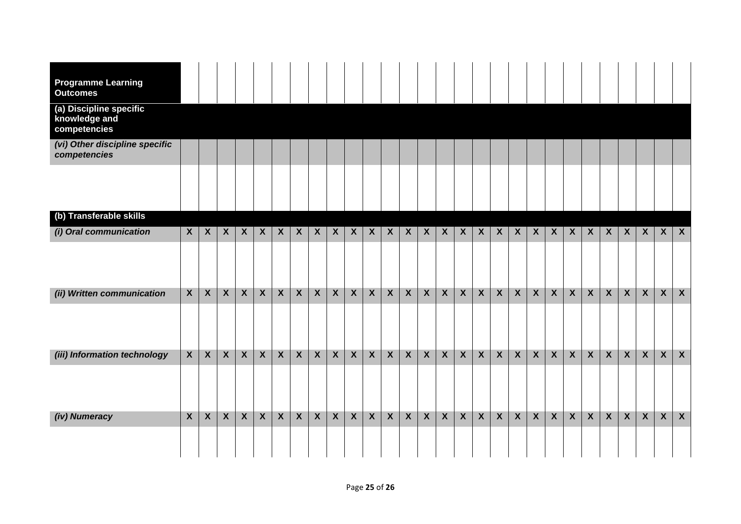| Programme Learning Outcomes | | | | | | | | | | | | | | | | | | | | | | | | | | | | |
|---|---|---|---|---|---|---|---|---|---|---|---|---|---|---|---|---|---|---|---|---|---|---|---|---|---|---|---|---|
| **(a) Discipline specific knowledge and competencies** | | | | | | | | | | | | | | | | | | | | | | | | | | | | |
| ***(vi) Other discipline specific competencies*** | | | | | | | | | | | | | | | | | | | | | | | | | | | | |
| | | | | | | | | | | | | | | | | | | | | | | | | | | | | |
| **(b) Transferable skills** | | | | | | | | | | | | | | | | | | | | | | | | | | | | |
| ***(i) Oral communication*** | X | X | X | X | X | X | X | X | X | X | X | X | X | X | X | X | X | X | X | X | X | X | X | X | X | X | X | X |
| | | | | | | | | | | | | | | | | | | | | | | | | | | | | |
| ***(ii) Written communication*** | X | X | X | X | X | X | X | X | X | X | X | X | X | X | X | X | X | X | X | X | X | X | X | X | X | X | X | X |
| | | | | | | | | | | | | | | | | | | | | | | | | | | | | |
| ***(iii) Information technology*** | X | X | X | X | X | X | X | X | X | X | X | X | X | X | X | X | X | X | X | X | X | X | X | X | X | X | X | X |
| | | | | | | | | | | | | | | | | | | | | | | | | | | | | |
| ***(iv) Numeracy*** | X | X | X | X | X | X | X | X | X | X | X | X | X | X | X | X | X | X | X | X | X | X | X | X | X | X | X | X |
| | | | | | | | | | | | | | | | | | | | | | | | | | | | | |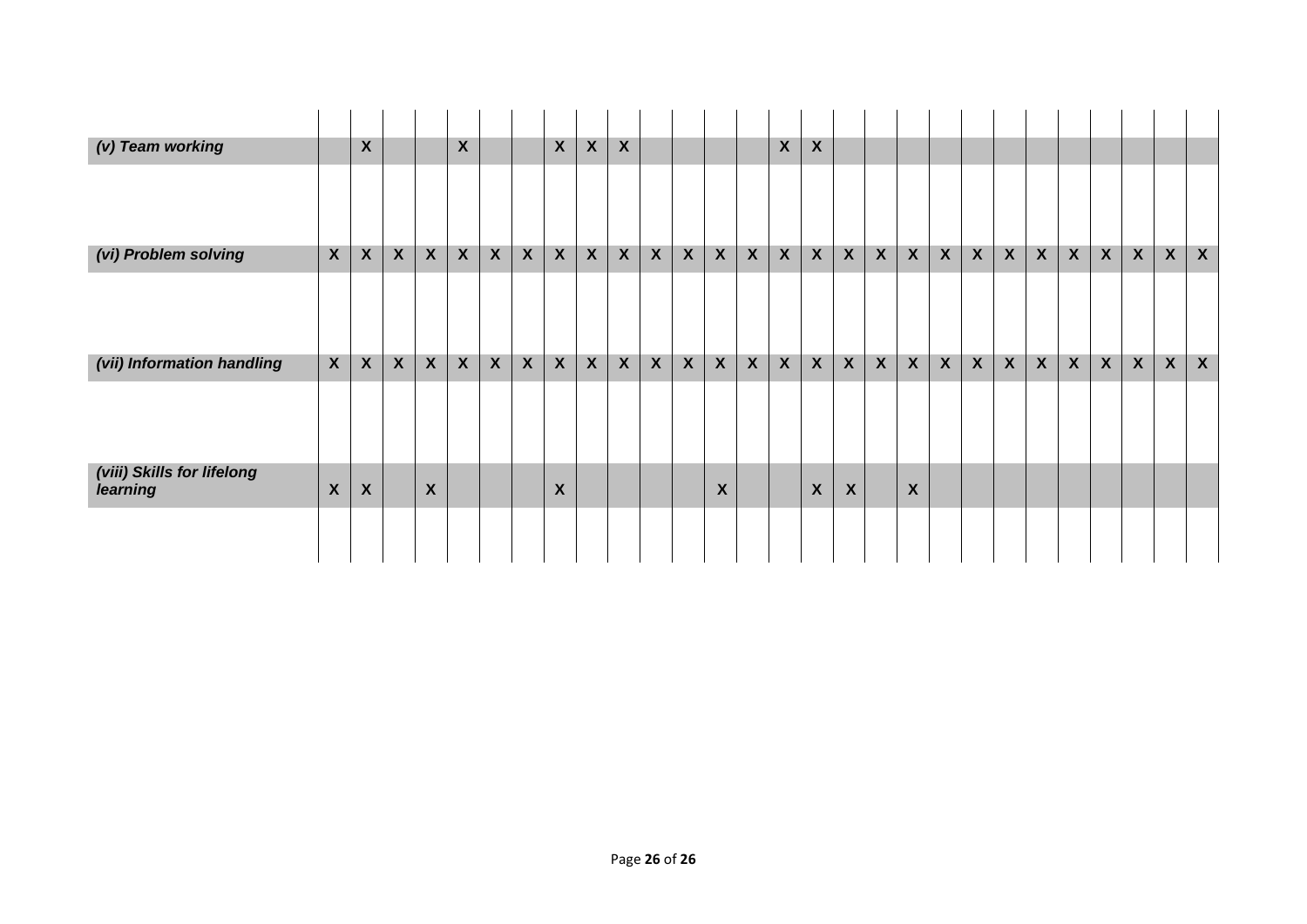| | | | | | | | | | | | | | | | | | | | | | | | | | | | | |
|---|---|---|---|---|---|---|---|---|---|---|---|---|---|---|---|---|---|---|---|---|---|---|---|---|---|---|---|---|
| ***(v) Team working*** | | X | | | X | | | X | X | X | | | | | X | X | | | | | | | | | | | | |
| | | | | | | | | | | | | | | | | | | | | | | | | | | | | |
| ***(vi) Problem solving*** | X | X | X | X | X | X | X | X | X | X | X | X | X | X | X | X | X | X | X | X | X | X | X | X | X | X | X | X |
| | | | | | | | | | | | | | | | | | | | | | | | | | | | | |
| ***(vii) Information handling*** | X | X | X | X | X | X | X | X | X | X | X | X | X | X | X | X | X | X | X | X | X | X | X | X | X | X | X | X |
| | | | | | | | | | | | | | | | | | | | | | | | | | | | | |
| ***(viii) Skills for lifelong learning*** | X | X | | X | | | | X | | | | | X | | | X | X | | X | | | | | | | | | |
| | | | | | | | | | | | | | | | | | | | | | | | | | | | | |